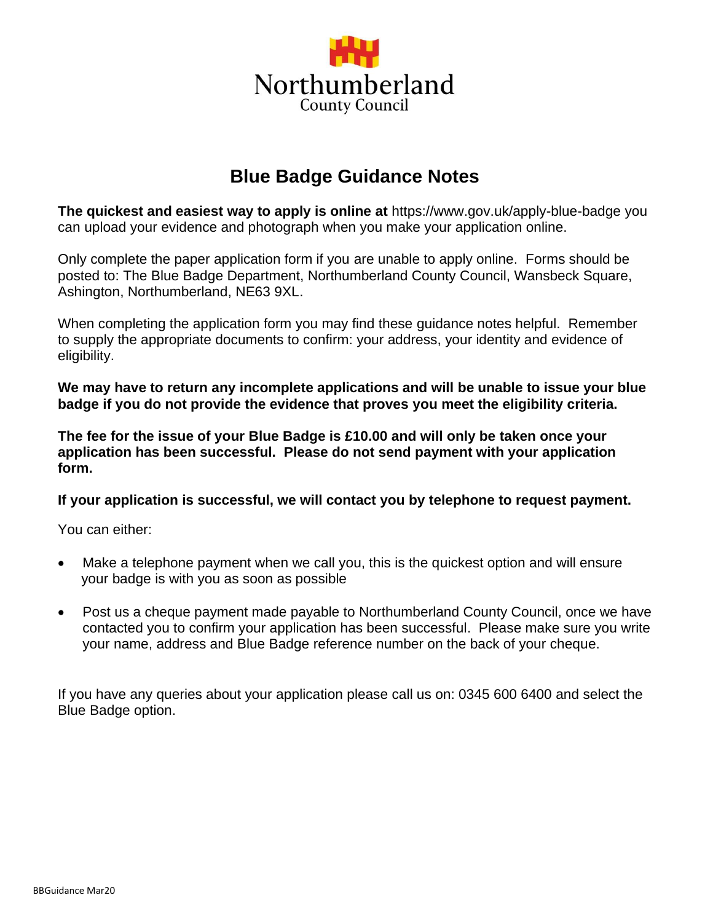Northumberland
County Council

# Blue Badge Guidance Notes

**The quickest and easiest way to apply is online at** https://www.gov.uk/apply-blue-badge you can upload your evidence and photograph when you make your application online.

Only complete the paper application form if you are unable to apply online. Forms should be posted to: The Blue Badge Department, Northumberland County Council, Wansbeck Square, Ashington, Northumberland, NE63 9XL.

When completing the application form you may find these guidance notes helpful. Remember to supply the appropriate documents to confirm: your address, your identity and evidence of eligibility.

**We may have to return any incomplete applications and will be unable to issue your blue badge if you do not provide the evidence that proves you meet the eligibility criteria.**

**The fee for the issue of your Blue Badge is £10.00 and will only be taken once your application has been successful. Please do not send payment with your application form.**

**If your application is successful, we will contact you by telephone to request payment.**

You can either:

- Make a telephone payment when we call you, this is the quickest option and will ensure your badge is with you as soon as possible
- Post us a cheque payment made payable to Northumberland County Council, once we have contacted you to confirm your application has been successful. Please make sure you write your name, address and Blue Badge reference number on the back of your cheque.

If you have any queries about your application please call us on: 0345 600 6400 and select the Blue Badge option.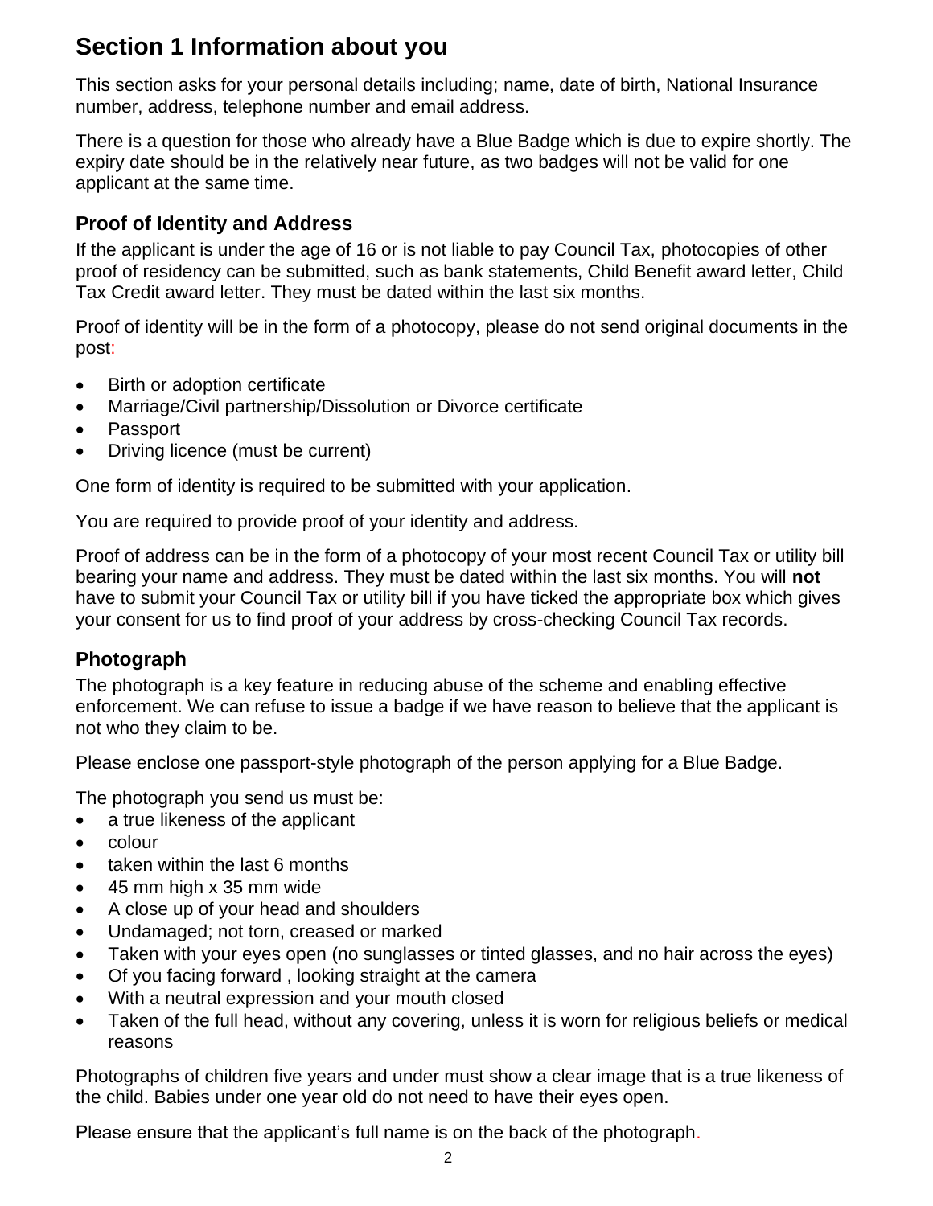# Section 1 Information about you

This section asks for your personal details including; name, date of birth, National Insurance number, address, telephone number and email address.

There is a question for those who already have a Blue Badge which is due to expire shortly. The expiry date should be in the relatively near future, as two badges will not be valid for one applicant at the same time.

## Proof of Identity and Address

If the applicant is under the age of 16 or is not liable to pay Council Tax, photocopies of other proof of residency can be submitted, such as bank statements, Child Benefit award letter, Child Tax Credit award letter. They must be dated within the last six months.

Proof of identity will be in the form of a photocopy, please do not send original documents in the post:

- Birth or adoption certificate
- Marriage/Civil partnership/Dissolution or Divorce certificate
- Passport
- Driving licence (must be current)

One form of identity is required to be submitted with your application.

You are required to provide proof of your identity and address.

Proof of address can be in the form of a photocopy of your most recent Council Tax or utility bill bearing your name and address. They must be dated within the last six months. You will **not** have to submit your Council Tax or utility bill if you have ticked the appropriate box which gives your consent for us to find proof of your address by cross-checking Council Tax records.

## Photograph

The photograph is a key feature in reducing abuse of the scheme and enabling effective enforcement. We can refuse to issue a badge if we have reason to believe that the applicant is not who they claim to be.

Please enclose one passport-style photograph of the person applying for a Blue Badge.

The photograph you send us must be:

- a true likeness of the applicant
- colour
- taken within the last 6 months
- 45 mm high x 35 mm wide
- A close up of your head and shoulders
- Undamaged; not torn, creased or marked
- Taken with your eyes open (no sunglasses or tinted glasses, and no hair across the eyes)
- Of you facing forward , looking straight at the camera
- With a neutral expression and your mouth closed
- Taken of the full head, without any covering, unless it is worn for religious beliefs or medical reasons

Photographs of children five years and under must show a clear image that is a true likeness of the child. Babies under one year old do not need to have their eyes open.

Please ensure that the applicant's full name is on the back of the photograph.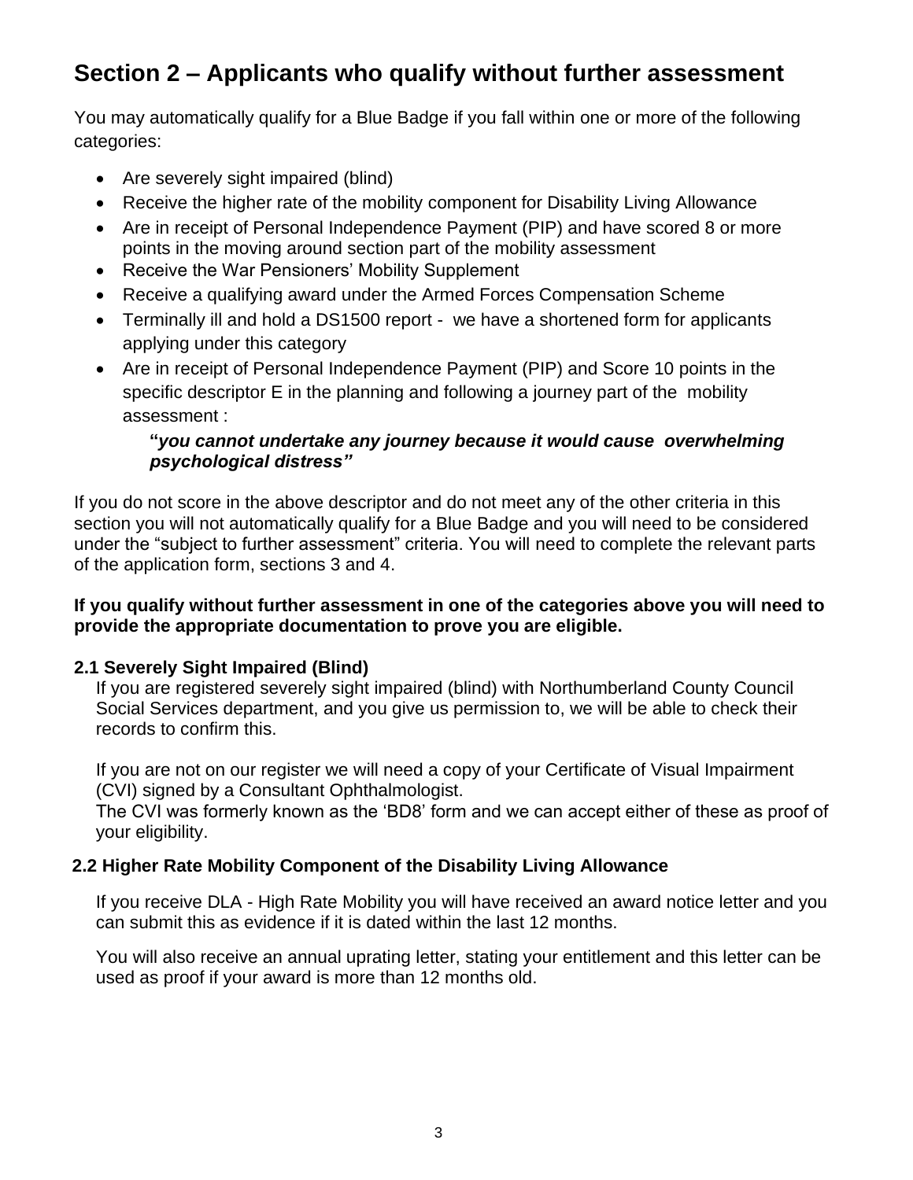## Section 2 – Applicants who qualify without further assessment

You may automatically qualify for a Blue Badge if you fall within one or more of the following categories:

- Are severely sight impaired (blind)
- Receive the higher rate of the mobility component for Disability Living Allowance
- Are in receipt of Personal Independence Payment (PIP) and have scored 8 or more points in the moving around section part of the mobility assessment
- Receive the War Pensioners' Mobility Supplement
- Receive a qualifying award under the Armed Forces Compensation Scheme
- Terminally ill and hold a DS1500 report - we have a shortened form for applicants applying under this category
- Are in receipt of Personal Independence Payment (PIP) and Score 10 points in the specific descriptor E in the planning and following a journey part of the mobility assessment :

  **"*you cannot undertake any journey because it would cause overwhelming psychological distress"***

If you do not score in the above descriptor and do not meet any of the other criteria in this section you will not automatically qualify for a Blue Badge and you will need to be considered under the "subject to further assessment" criteria. You will need to complete the relevant parts of the application form, sections 3 and 4.

**If you qualify without further assessment in one of the categories above you will need to provide the appropriate documentation to prove you are eligible.**

### 2.1 Severely Sight Impaired (Blind)

If you are registered severely sight impaired (blind) with Northumberland County Council Social Services department, and you give us permission to, we will be able to check their records to confirm this.

If you are not on our register we will need a copy of your Certificate of Visual Impairment (CVI) signed by a Consultant Ophthalmologist.
The CVI was formerly known as the 'BD8' form and we can accept either of these as proof of your eligibility.

### 2.2 Higher Rate Mobility Component of the Disability Living Allowance

If you receive DLA - High Rate Mobility you will have received an award notice letter and you can submit this as evidence if it is dated within the last 12 months.

You will also receive an annual uprating letter, stating your entitlement and this letter can be used as proof if your award is more than 12 months old.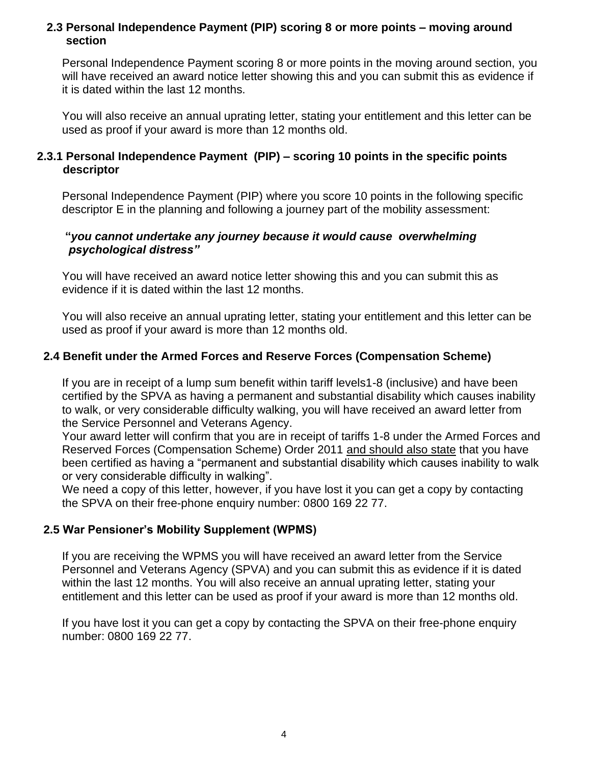### 2.3 Personal Independence Payment (PIP) scoring 8 or more points – moving around section

Personal Independence Payment scoring 8 or more points in the moving around section, you will have received an award notice letter showing this and you can submit this as evidence if it is dated within the last 12 months.

You will also receive an annual uprating letter, stating your entitlement and this letter can be used as proof if your award is more than 12 months old.

#### 2.3.1 Personal Independence Payment (PIP) – scoring 10 points in the specific points descriptor

Personal Independence Payment (PIP) where you score 10 points in the following specific descriptor E in the planning and following a journey part of the mobility assessment:

***"you cannot undertake any journey because it would cause overwhelming psychological distress"***

You will have received an award notice letter showing this and you can submit this as evidence if it is dated within the last 12 months.

You will also receive an annual uprating letter, stating your entitlement and this letter can be used as proof if your award is more than 12 months old.

### 2.4 Benefit under the Armed Forces and Reserve Forces (Compensation Scheme)

If you are in receipt of a lump sum benefit within tariff levels1-8 (inclusive) and have been certified by the SPVA as having a permanent and substantial disability which causes inability to walk, or very considerable difficulty walking, you will have received an award letter from the Service Personnel and Veterans Agency.
Your award letter will confirm that you are in receipt of tariffs 1-8 under the Armed Forces and Reserved Forces (Compensation Scheme) Order 2011 and should also state that you have been certified as having a "permanent and substantial disability which causes inability to walk or very considerable difficulty in walking".
We need a copy of this letter, however, if you have lost it you can get a copy by contacting the SPVA on their free-phone enquiry number: 0800 169 22 77.

### 2.5 War Pensioner's Mobility Supplement (WPMS)

If you are receiving the WPMS you will have received an award letter from the Service Personnel and Veterans Agency (SPVA) and you can submit this as evidence if it is dated within the last 12 months. You will also receive an annual uprating letter, stating your entitlement and this letter can be used as proof if your award is more than 12 months old.

If you have lost it you can get a copy by contacting the SPVA on their free-phone enquiry number: 0800 169 22 77.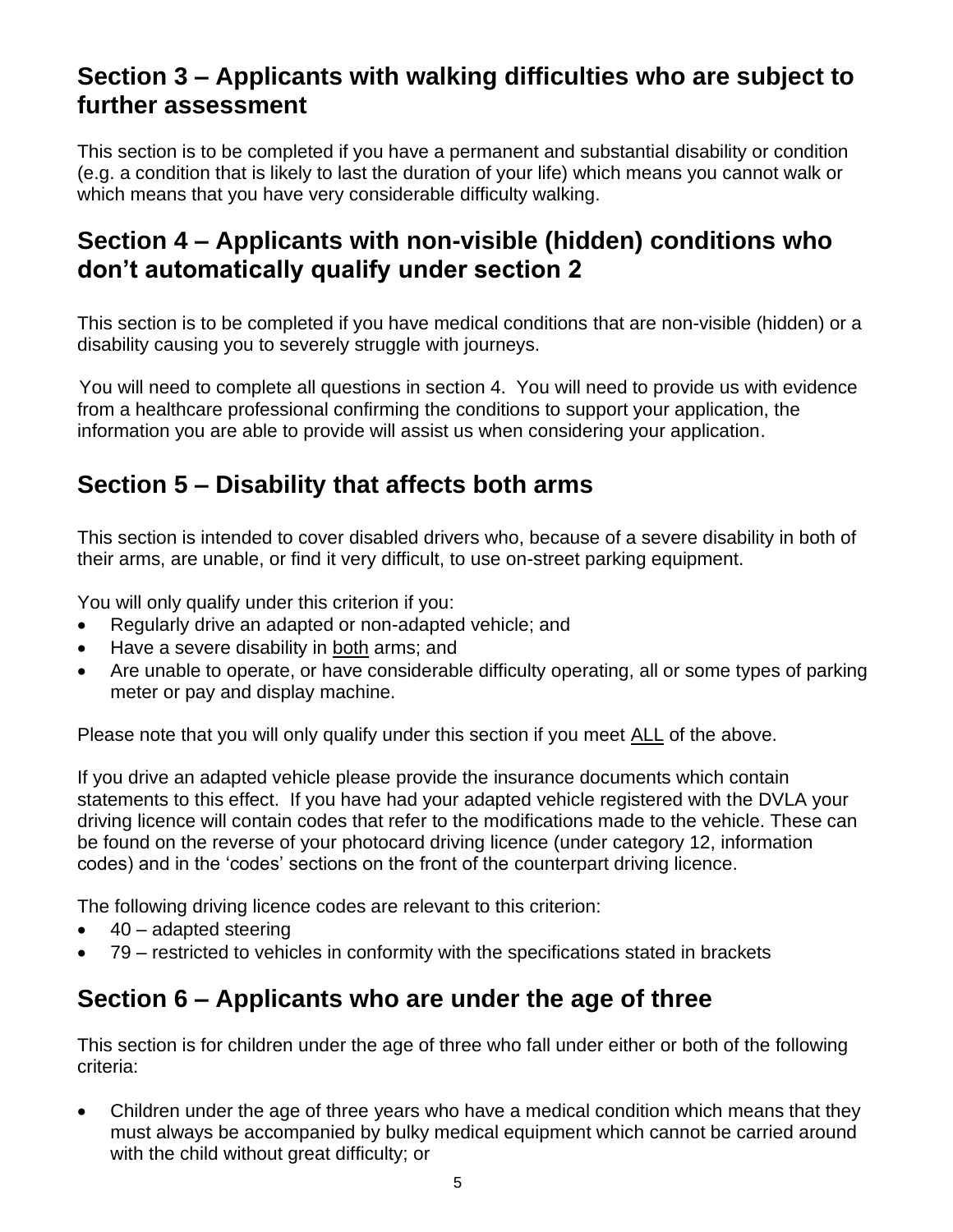## Section 3 – Applicants with walking difficulties who are subject to further assessment

This section is to be completed if you have a permanent and substantial disability or condition (e.g. a condition that is likely to last the duration of your life) which means you cannot walk or which means that you have very considerable difficulty walking.

## Section 4 – Applicants with non-visible (hidden) conditions who don't automatically qualify under section 2

This section is to be completed if you have medical conditions that are non-visible (hidden) or a disability causing you to severely struggle with journeys.

You will need to complete all questions in section 4. You will need to provide us with evidence from a healthcare professional confirming the conditions to support your application, the information you are able to provide will assist us when considering your application.

## Section 5 – Disability that affects both arms

This section is intended to cover disabled drivers who, because of a severe disability in both of their arms, are unable, or find it very difficult, to use on-street parking equipment.

You will only qualify under this criterion if you:

- Regularly drive an adapted or non-adapted vehicle; and
- Have a severe disability in both arms; and
- Are unable to operate, or have considerable difficulty operating, all or some types of parking meter or pay and display machine.

Please note that you will only qualify under this section if you meet ALL of the above.

If you drive an adapted vehicle please provide the insurance documents which contain statements to this effect. If you have had your adapted vehicle registered with the DVLA your driving licence will contain codes that refer to the modifications made to the vehicle. These can be found on the reverse of your photocard driving licence (under category 12, information codes) and in the 'codes' sections on the front of the counterpart driving licence.

The following driving licence codes are relevant to this criterion:

- 40 – adapted steering
- 79 – restricted to vehicles in conformity with the specifications stated in brackets

## Section 6 – Applicants who are under the age of three

This section is for children under the age of three who fall under either or both of the following criteria:

- Children under the age of three years who have a medical condition which means that they must always be accompanied by bulky medical equipment which cannot be carried around with the child without great difficulty; or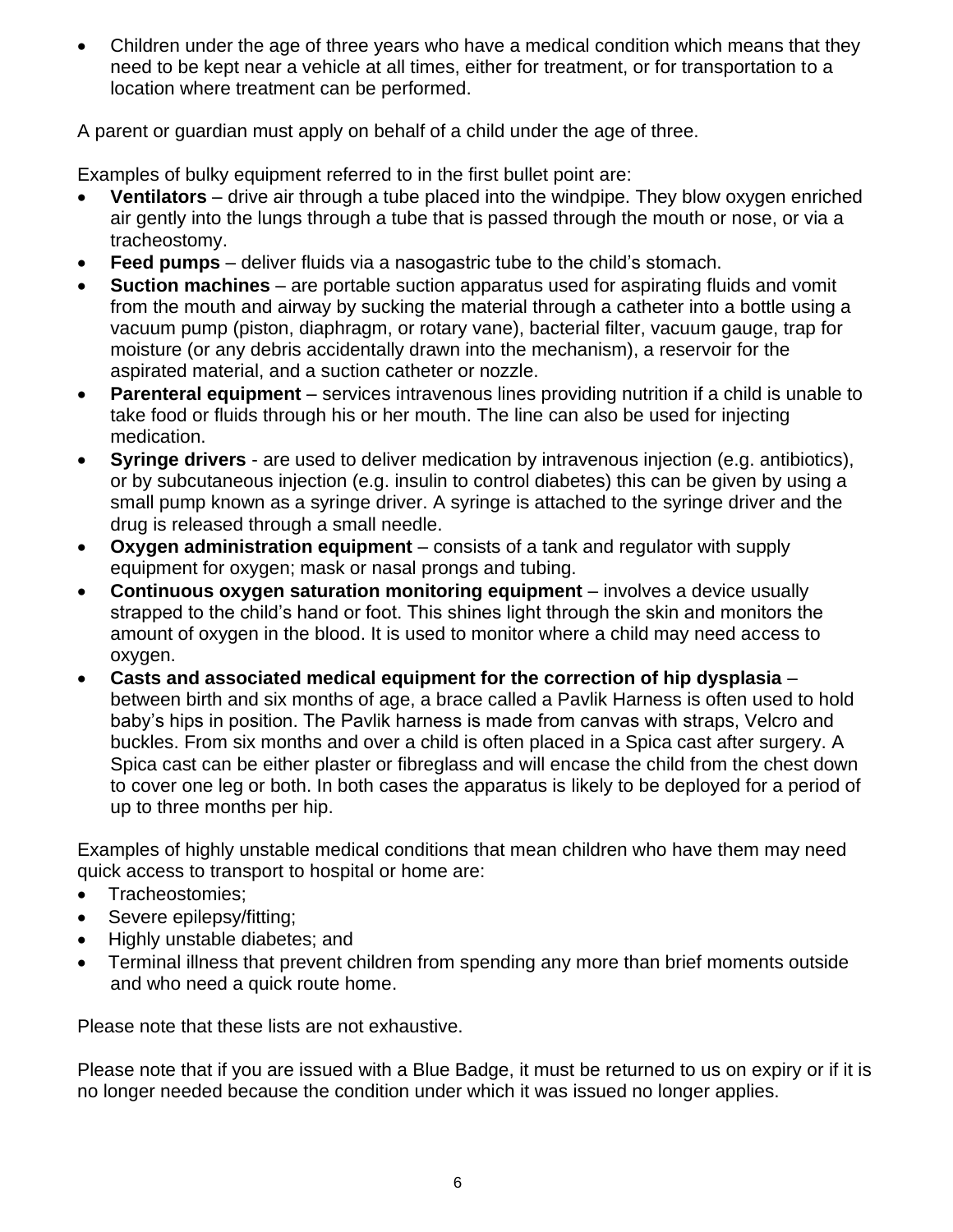- Children under the age of three years who have a medical condition which means that they need to be kept near a vehicle at all times, either for treatment, or for transportation to a location where treatment can be performed.

A parent or guardian must apply on behalf of a child under the age of three.

Examples of bulky equipment referred to in the first bullet point are:

- **Ventilators** – drive air through a tube placed into the windpipe. They blow oxygen enriched air gently into the lungs through a tube that is passed through the mouth or nose, or via a tracheostomy.
- **Feed pumps** – deliver fluids via a nasogastric tube to the child's stomach.
- **Suction machines** – are portable suction apparatus used for aspirating fluids and vomit from the mouth and airway by sucking the material through a catheter into a bottle using a vacuum pump (piston, diaphragm, or rotary vane), bacterial filter, vacuum gauge, trap for moisture (or any debris accidentally drawn into the mechanism), a reservoir for the aspirated material, and a suction catheter or nozzle.
- **Parenteral equipment** – services intravenous lines providing nutrition if a child is unable to take food or fluids through his or her mouth. The line can also be used for injecting medication.
- **Syringe drivers** - are used to deliver medication by intravenous injection (e.g. antibiotics), or by subcutaneous injection (e.g. insulin to control diabetes) this can be given by using a small pump known as a syringe driver. A syringe is attached to the syringe driver and the drug is released through a small needle.
- **Oxygen administration equipment** – consists of a tank and regulator with supply equipment for oxygen; mask or nasal prongs and tubing.
- **Continuous oxygen saturation monitoring equipment** – involves a device usually strapped to the child's hand or foot. This shines light through the skin and monitors the amount of oxygen in the blood. It is used to monitor where a child may need access to oxygen.
- **Casts and associated medical equipment for the correction of hip dysplasia** – between birth and six months of age, a brace called a Pavlik Harness is often used to hold baby's hips in position. The Pavlik harness is made from canvas with straps, Velcro and buckles. From six months and over a child is often placed in a Spica cast after surgery. A Spica cast can be either plaster or fibreglass and will encase the child from the chest down to cover one leg or both. In both cases the apparatus is likely to be deployed for a period of up to three months per hip.

Examples of highly unstable medical conditions that mean children who have them may need quick access to transport to hospital or home are:

- Tracheostomies;
- Severe epilepsy/fitting;
- Highly unstable diabetes; and
- Terminal illness that prevent children from spending any more than brief moments outside and who need a quick route home.

Please note that these lists are not exhaustive.

Please note that if you are issued with a Blue Badge, it must be returned to us on expiry or if it is no longer needed because the condition under which it was issued no longer applies.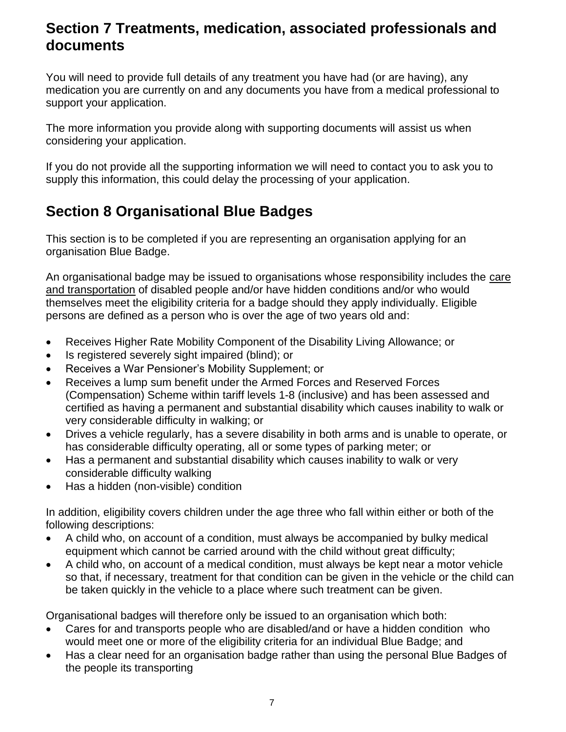## Section 7 Treatments, medication, associated professionals and documents

You will need to provide full details of any treatment you have had (or are having), any medication you are currently on and any documents you have from a medical professional to support your application.

The more information you provide along with supporting documents will assist us when considering your application.

If you do not provide all the supporting information we will need to contact you to ask you to supply this information, this could delay the processing of your application.

## Section 8 Organisational Blue Badges

This section is to be completed if you are representing an organisation applying for an organisation Blue Badge.

An organisational badge may be issued to organisations whose responsibility includes the care and transportation of disabled people and/or have hidden conditions and/or who would themselves meet the eligibility criteria for a badge should they apply individually. Eligible persons are defined as a person who is over the age of two years old and:

- Receives Higher Rate Mobility Component of the Disability Living Allowance; or
- Is registered severely sight impaired (blind); or
- Receives a War Pensioner's Mobility Supplement; or
- Receives a lump sum benefit under the Armed Forces and Reserved Forces (Compensation) Scheme within tariff levels 1-8 (inclusive) and has been assessed and certified as having a permanent and substantial disability which causes inability to walk or very considerable difficulty in walking; or
- Drives a vehicle regularly, has a severe disability in both arms and is unable to operate, or has considerable difficulty operating, all or some types of parking meter; or
- Has a permanent and substantial disability which causes inability to walk or very considerable difficulty walking
- Has a hidden (non-visible) condition

In addition, eligibility covers children under the age three who fall within either or both of the following descriptions:

- A child who, on account of a condition, must always be accompanied by bulky medical equipment which cannot be carried around with the child without great difficulty;
- A child who, on account of a medical condition, must always be kept near a motor vehicle so that, if necessary, treatment for that condition can be given in the vehicle or the child can be taken quickly in the vehicle to a place where such treatment can be given.

Organisational badges will therefore only be issued to an organisation which both:

- Cares for and transports people who are disabled/and or have a hidden condition who would meet one or more of the eligibility criteria for an individual Blue Badge; and
- Has a clear need for an organisation badge rather than using the personal Blue Badges of the people its transporting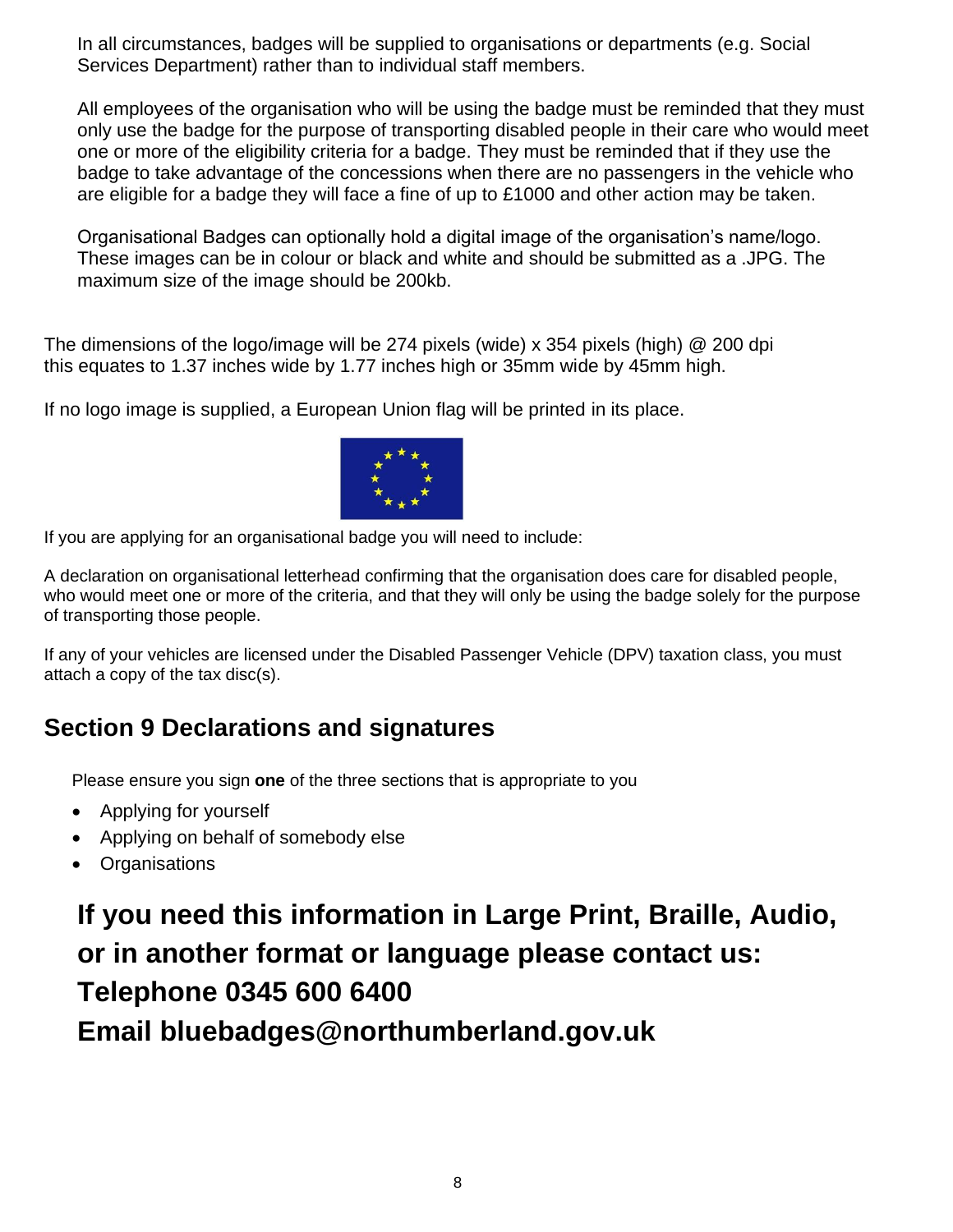In all circumstances, badges will be supplied to organisations or departments (e.g. Social Services Department) rather than to individual staff members.

All employees of the organisation who will be using the badge must be reminded that they must only use the badge for the purpose of transporting disabled people in their care who would meet one or more of the eligibility criteria for a badge. They must be reminded that if they use the badge to take advantage of the concessions when there are no passengers in the vehicle who are eligible for a badge they will face a fine of up to £1000 and other action may be taken.

Organisational Badges can optionally hold a digital image of the organisation's name/logo. These images can be in colour or black and white and should be submitted as a .JPG. The maximum size of the image should be 200kb.

The dimensions of the logo/image will be 274 pixels (wide) x 354 pixels (high) @ 200 dpi this equates to 1.37 inches wide by 1.77 inches high or 35mm wide by 45mm high.

If no logo image is supplied, a European Union flag will be printed in its place.

If you are applying for an organisational badge you will need to include:

A declaration on organisational letterhead confirming that the organisation does care for disabled people, who would meet one or more of the criteria, and that they will only be using the badge solely for the purpose of transporting those people.

If any of your vehicles are licensed under the Disabled Passenger Vehicle (DPV) taxation class, you must attach a copy of the tax disc(s).

## Section 9 Declarations and signatures

Please ensure you sign **one** of the three sections that is appropriate to you

- Applying for yourself
- Applying on behalf of somebody else
- Organisations

**If you need this information in Large Print, Braille, Audio, or in another format or language please contact us:**
**Telephone 0345 600 6400**
**Email bluebadges@northumberland.gov.uk**